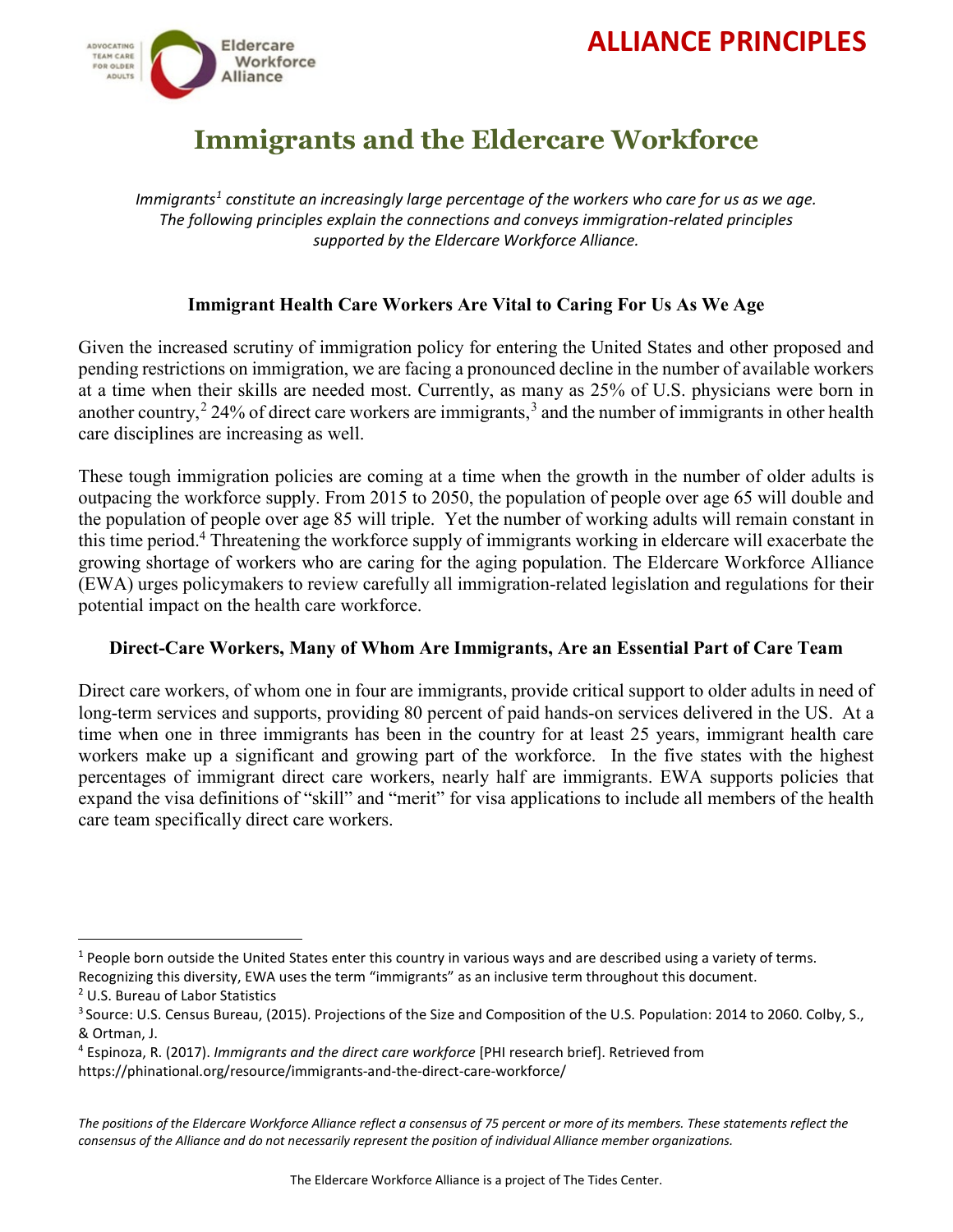**ALLIANCE PRINCIPLES**

# Immigrants and the Eldercare Workforce

*Immigrants[1] constitute an increasingly large percentage of the workers who care for us as we age. The following principles explain the connections and conveys immigration-related principles supported by the Eldercare Workforce Alliance.*

## Immigrant Health Care Workers Are Vital to Caring For Us As We Age

Given the increased scrutiny of immigration policy for entering the United States and other proposed and pending restrictions on immigration, we are facing a pronounced decline in the number of available workers at a time when their skills are needed most. Currently, as many as 25% of U.S. physicians were born in another country,[2] 24% of direct care workers are immigrants,[3] and the number of immigrants in other health care disciplines are increasing as well.

These tough immigration policies are coming at a time when the growth in the number of older adults is outpacing the workforce supply. From 2015 to 2050, the population of people over age 65 will double and the population of people over age 85 will triple. Yet the number of working adults will remain constant in this time period.[4] Threatening the workforce supply of immigrants working in eldercare will exacerbate the growing shortage of workers who are caring for the aging population. The Eldercare Workforce Alliance (EWA) urges policymakers to review carefully all immigration-related legislation and regulations for their potential impact on the health care workforce.

## Direct-Care Workers, Many of Whom Are Immigrants, Are an Essential Part of Care Team

Direct care workers, of whom one in four are immigrants, provide critical support to older adults in need of long-term services and supports, providing 80 percent of paid hands-on services delivered in the US. At a time when one in three immigrants has been in the country for at least 25 years, immigrant health care workers make up a significant and growing part of the workforce. In the five states with the highest percentages of immigrant direct care workers, nearly half are immigrants. EWA supports policies that expand the visa definitions of "skill" and "merit" for visa applications to include all members of the health care team specifically direct care workers.

---

[1] People born outside the United States enter this country in various ways and are described using a variety of terms. Recognizing this diversity, EWA uses the term "immigrants" as an inclusive term throughout this document.

[2] U.S. Bureau of Labor Statistics

[3] Source: U.S. Census Bureau, (2015). Projections of the Size and Composition of the U.S. Population: 2014 to 2060. Colby, S., & Ortman, J.

[4] Espinoza, R. (2017). *Immigrants and the direct care workforce* [PHI research brief]. Retrieved from https://phinational.org/resource/immigrants-and-the-direct-care-workforce/

*The positions of the Eldercare Workforce Alliance reflect a consensus of 75 percent or more of its members. These statements reflect the consensus of the Alliance and do not necessarily represent the position of individual Alliance member organizations.*

The Eldercare Workforce Alliance is a project of The Tides Center.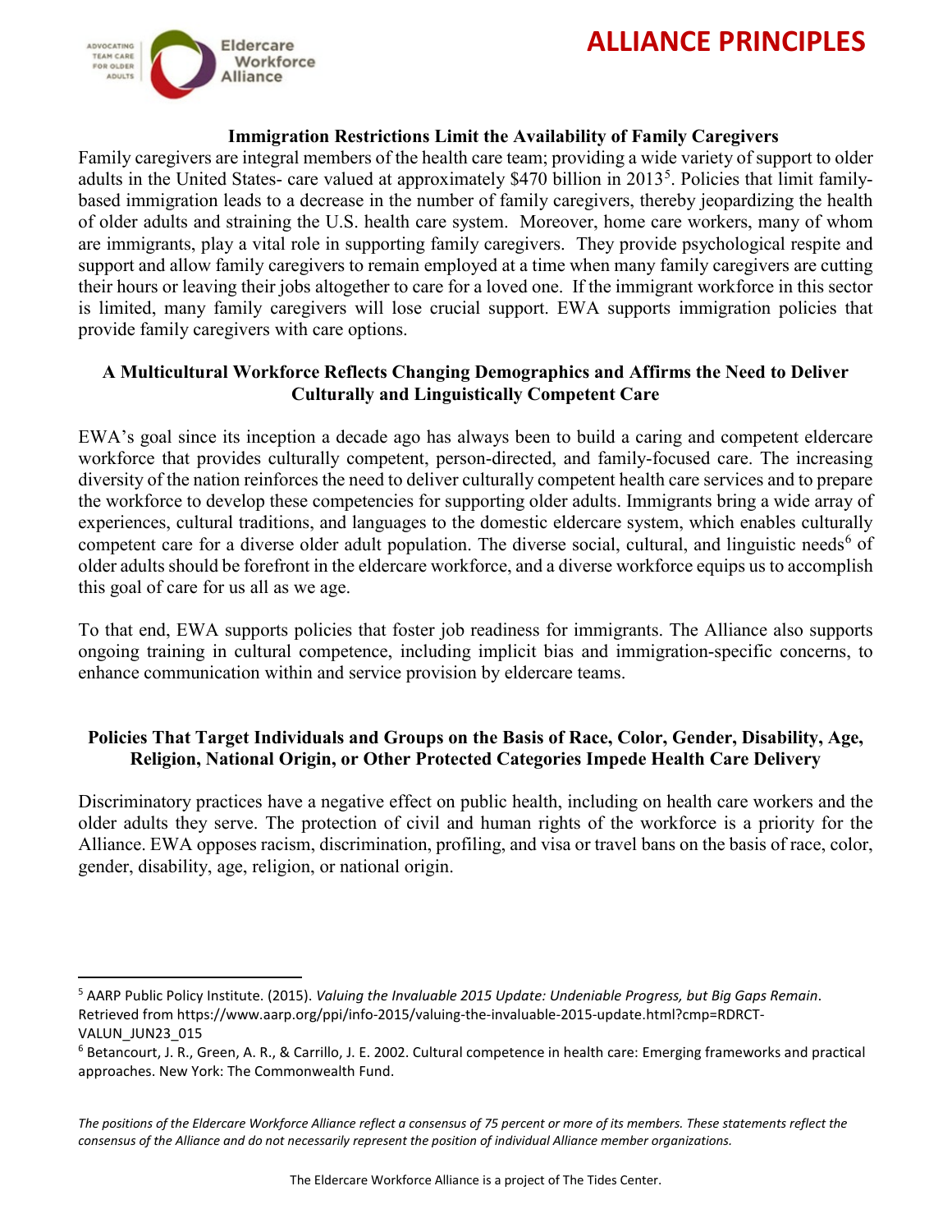## Immigration Restrictions Limit the Availability of Family Caregivers

Family caregivers are integral members of the health care team; providing a wide variety of support to older adults in the United States- care valued at approximately $470 billion in 2013[5]. Policies that limit family-based immigration leads to a decrease in the number of family caregivers, thereby jeopardizing the health of older adults and straining the U.S. health care system. Moreover, home care workers, many of whom are immigrants, play a vital role in supporting family caregivers. They provide psychological respite and support and allow family caregivers to remain employed at a time when many family caregivers are cutting their hours or leaving their jobs altogether to care for a loved one. If the immigrant workforce in this sector is limited, many family caregivers will lose crucial support. EWA supports immigration policies that provide family caregivers with care options.

## A Multicultural Workforce Reflects Changing Demographics and Affirms the Need to Deliver Culturally and Linguistically Competent Care

EWA's goal since its inception a decade ago has always been to build a caring and competent eldercare workforce that provides culturally competent, person-directed, and family-focused care. The increasing diversity of the nation reinforces the need to deliver culturally competent health care services and to prepare the workforce to develop these competencies for supporting older adults. Immigrants bring a wide array of experiences, cultural traditions, and languages to the domestic eldercare system, which enables culturally competent care for a diverse older adult population. The diverse social, cultural, and linguistic needs[6] of older adults should be forefront in the eldercare workforce, and a diverse workforce equips us to accomplish this goal of care for us all as we age.

To that end, EWA supports policies that foster job readiness for immigrants. The Alliance also supports ongoing training in cultural competence, including implicit bias and immigration-specific concerns, to enhance communication within and service provision by eldercare teams.

## Policies That Target Individuals and Groups on the Basis of Race, Color, Gender, Disability, Age, Religion, National Origin, or Other Protected Categories Impede Health Care Delivery

Discriminatory practices have a negative effect on public health, including on health care workers and the older adults they serve. The protection of civil and human rights of the workforce is a priority for the Alliance. EWA opposes racism, discrimination, profiling, and visa or travel bans on the basis of race, color, gender, disability, age, religion, or national origin.

---

[5] AARP Public Policy Institute. (2015). *Valuing the Invaluable 2015 Update: Undeniable Progress, but Big Gaps Remain*. Retrieved from https://www.aarp.org/ppi/info-2015/valuing-the-invaluable-2015-update.html?cmp=RDRCT-VALUN_JUN23_015

[6] Betancourt, J. R., Green, A. R., & Carrillo, J. E. 2002. Cultural competence in health care: Emerging frameworks and practical approaches. New York: The Commonwealth Fund.

*The positions of the Eldercare Workforce Alliance reflect a consensus of 75 percent or more of its members. These statements reflect the consensus of the Alliance and do not necessarily represent the position of individual Alliance member organizations.*

The Eldercare Workforce Alliance is a project of The Tides Center.